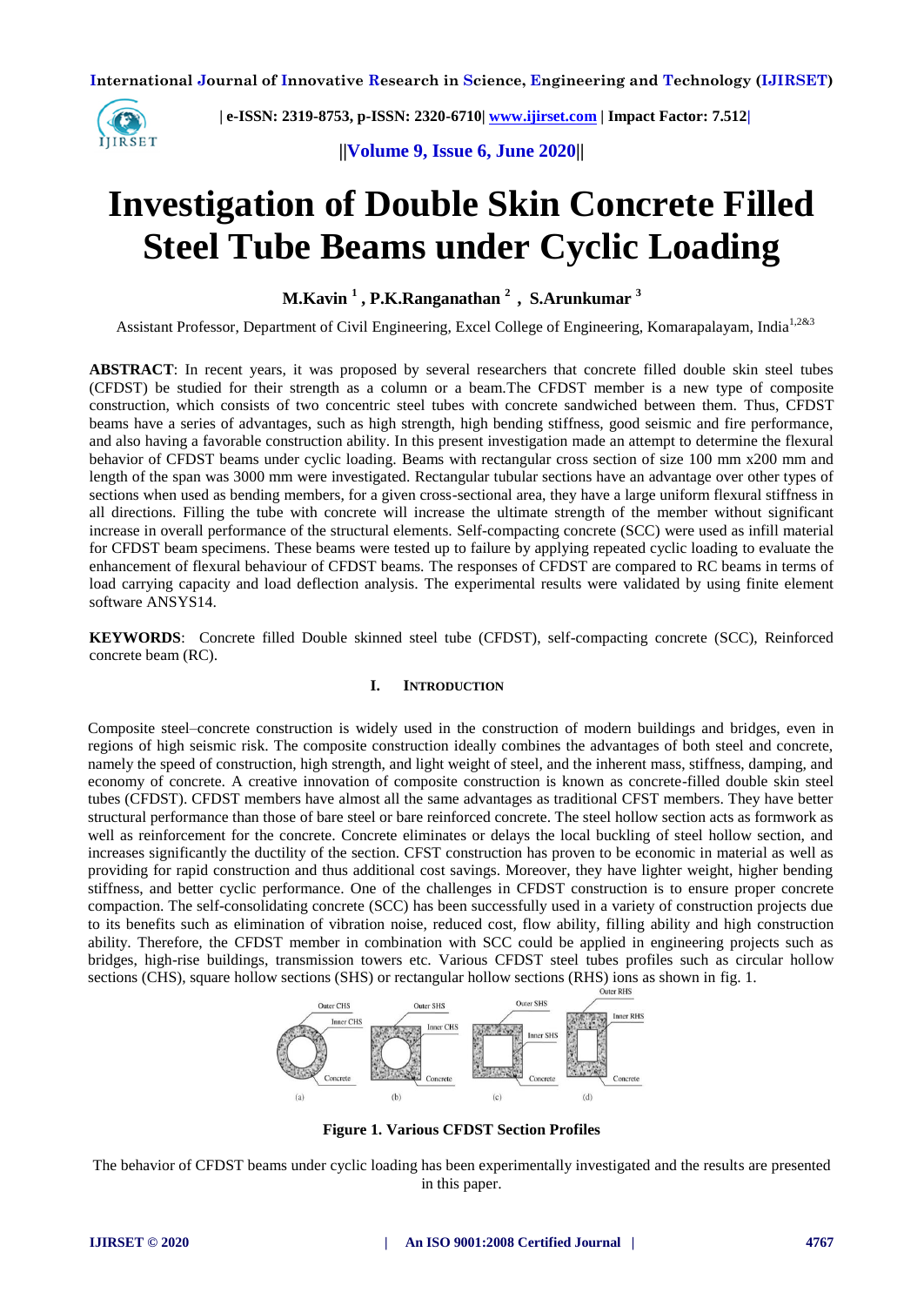# Investigation of Double Skin Concrete Filled Steel Tube Beams under Cyclic Loading

**M.Kavin [1] , P.K.Ranganathan [2] , S.Arunkumar [3]**

Assistant Professor, Department of Civil Engineering, Excel College of Engineering, Komarapalayam, India[1,2&3]

**ABSTRACT**: In recent years, it was proposed by several researchers that concrete filled double skin steel tubes (CFDST) be studied for their strength as a column or a beam.The CFDST member is a new type of composite construction, which consists of two concentric steel tubes with concrete sandwiched between them. Thus, CFDST beams have a series of advantages, such as high strength, high bending stiffness, good seismic and fire performance, and also having a favorable construction ability. In this present investigation made an attempt to determine the flexural behavior of CFDST beams under cyclic loading. Beams with rectangular cross section of size 100 mm x200 mm and length of the span was 3000 mm were investigated. Rectangular tubular sections have an advantage over other types of sections when used as bending members, for a given cross-sectional area, they have a large uniform flexural stiffness in all directions. Filling the tube with concrete will increase the ultimate strength of the member without significant increase in overall performance of the structural elements. Self-compacting concrete (SCC) were used as infill material for CFDST beam specimens. These beams were tested up to failure by applying repeated cyclic loading to evaluate the enhancement of flexural behaviour of CFDST beams. The responses of CFDST are compared to RC beams in terms of load carrying capacity and load deflection analysis. The experimental results were validated by using finite element software ANSYS14.

**KEYWORDS**: Concrete filled Double skinned steel tube (CFDST), self-compacting concrete (SCC), Reinforced concrete beam (RC).

## I. INTRODUCTION

Composite steel–concrete construction is widely used in the construction of modern buildings and bridges, even in regions of high seismic risk. The composite construction ideally combines the advantages of both steel and concrete, namely the speed of construction, high strength, and light weight of steel, and the inherent mass, stiffness, damping, and economy of concrete. A creative innovation of composite construction is known as concrete-filled double skin steel tubes (CFDST). CFDST members have almost all the same advantages as traditional CFST members. They have better structural performance than those of bare steel or bare reinforced concrete. The steel hollow section acts as formwork as well as reinforcement for the concrete. Concrete eliminates or delays the local buckling of steel hollow section, and increases significantly the ductility of the section. CFST construction has proven to be economic in material as well as providing for rapid construction and thus additional cost savings. Moreover, they have lighter weight, higher bending stiffness, and better cyclic performance. One of the challenges in CFDST construction is to ensure proper concrete compaction. The self-consolidating concrete (SCC) has been successfully used in a variety of construction projects due to its benefits such as elimination of vibration noise, reduced cost, flow ability, filling ability and high construction ability. Therefore, the CFDST member in combination with SCC could be applied in engineering projects such as bridges, high-rise buildings, transmission towers etc. Various CFDST steel tubes profiles such as circular hollow sections (CHS), square hollow sections (SHS) or rectangular hollow sections (RHS) ions as shown in fig. 1.

**Figure 1. Various CFDST Section Profiles**

The behavior of CFDST beams under cyclic loading has been experimentally investigated and the results are presented in this paper.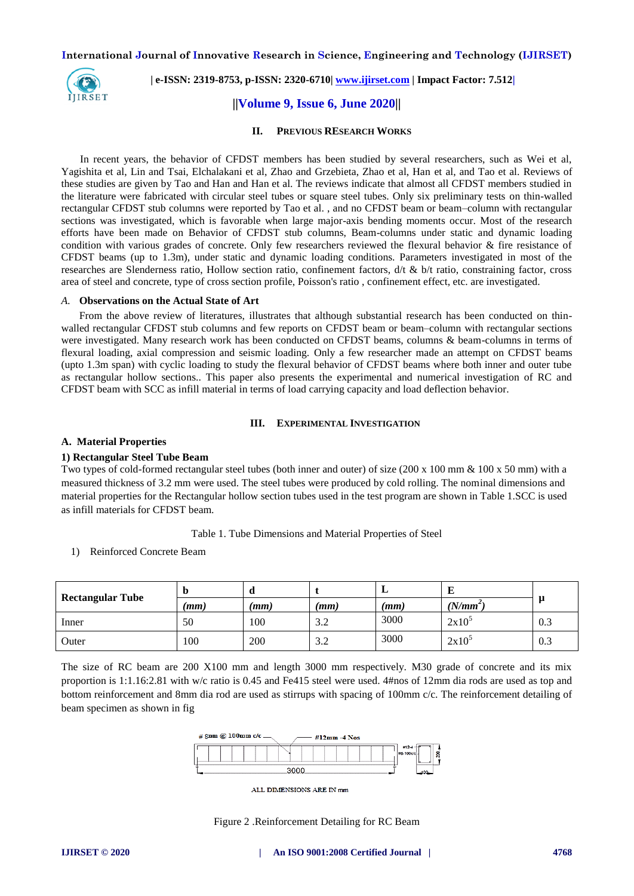## II. Previous Research Works

In recent years, the behavior of CFDST members has been studied by several researchers, such as Wei et al, Yagishita et al, Lin and Tsai, Elchalakani et al, Zhao and Grzebieta, Zhao et al, Han et al, and Tao et al. Reviews of these studies are given by Tao and Han and Han et al. The reviews indicate that almost all CFDST members studied in the literature were fabricated with circular steel tubes or square steel tubes. Only six preliminary tests on thin-walled rectangular CFDST stub columns were reported by Tao et al. , and no CFDST beam or beam–column with rectangular sections was investigated, which is favorable when large major-axis bending moments occur. Most of the research efforts have been made on Behavior of CFDST stub columns, Beam-columns under static and dynamic loading condition with various grades of concrete. Only few researchers reviewed the flexural behavior & fire resistance of CFDST beams (up to 1.3m), under static and dynamic loading conditions. Parameters investigated in most of the researches are Slenderness ratio, Hollow section ratio, confinement factors, d/t & b/t ratio, constraining factor, cross area of steel and concrete, type of cross section profile, Poisson's ratio , confinement effect, etc. are investigated.

### *A.* Observations on the Actual State of Art

From the above review of literatures, illustrates that although substantial research has been conducted on thin-walled rectangular CFDST stub columns and few reports on CFDST beam or beam–column with rectangular sections were investigated. Many research work has been conducted on CFDST beams, columns & beam-columns in terms of flexural loading, axial compression and seismic loading. Only a few researcher made an attempt on CFDST beams (upto 1.3m span) with cyclic loading to study the flexural behavior of CFDST beams where both inner and outer tube as rectangular hollow sections.. This paper also presents the experimental and numerical investigation of RC and CFDST beam with SCC as infill material in terms of load carrying capacity and load deflection behavior.

## III. Experimental Investigation

### A. Material Properties

#### 1) Rectangular Steel Tube Beam

Two types of cold-formed rectangular steel tubes (both inner and outer) of size (200 x 100 mm & 100 x 50 mm) with a measured thickness of 3.2 mm were used. The steel tubes were produced by cold rolling. The nominal dimensions and material properties for the Rectangular hollow section tubes used in the test program are shown in Table 1.SCC is used as infill materials for CFDST beam.

Table 1. Tube Dimensions and Material Properties of Steel

1) Reinforced Concrete Beam

| Rectangular Tube | b (mm) | d (mm) | t (mm) | L (mm) | E ($N/mm^2$) | μ |
|---|---|---|---|---|---|---|
| Inner | 50 | 100 | 3.2 | 3000 | $2x10^5$ | 0.3 |
| Outer | 100 | 200 | 3.2 | 3000 | $2x10^5$ | 0.3 |

The size of RC beam are 200 X100 mm and length 3000 mm respectively. M30 grade of concrete and its mix proportion is 1:1.16:2.81 with w/c ratio is 0.45 and Fe415 steel were used. 4#nos of 12mm dia rods are used as top and bottom reinforcement and 8mm dia rod are used as stirrups with spacing of 100mm c/c. The reinforcement detailing of beam specimen as shown in fig

# 8mm @ 100mm c/c

#12mm -4 Nos

3000

ALL DIMENSIONS ARE IN mm

Figure 2 .Reinforcement Detailing for RC Beam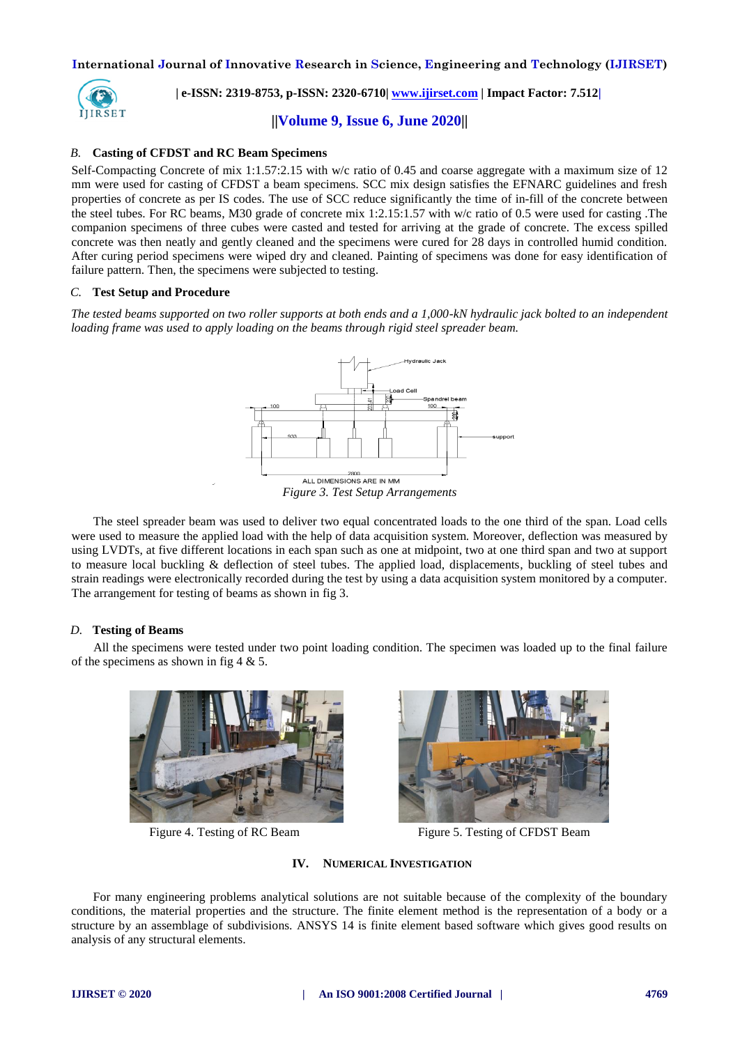### B. Casting of CFDST and RC Beam Specimens

Self-Compacting Concrete of mix 1:1.57:2.15 with w/c ratio of 0.45 and coarse aggregate with a maximum size of 12 mm were used for casting of CFDST a beam specimens. SCC mix design satisfies the EFNARC guidelines and fresh properties of concrete as per IS codes. The use of SCC reduce significantly the time of in-fill of the concrete between the steel tubes. For RC beams, M30 grade of concrete mix 1:2.15:1.57 with w/c ratio of 0.5 were used for casting .The companion specimens of three cubes were casted and tested for arriving at the grade of concrete. The excess spilled concrete was then neatly and gently cleaned and the specimens were cured for 28 days in controlled humid condition. After curing period specimens were wiped dry and cleaned. Painting of specimens was done for easy identification of failure pattern. Then, the specimens were subjected to testing.

### C. Test Setup and Procedure

*The tested beams supported on two roller supports at both ends and a 1,000-kN hydraulic jack bolted to an independent loading frame was used to apply loading on the beams through rigid steel spreader beam.*

*Figure 3. Test Setup Arrangements*

The steel spreader beam was used to deliver two equal concentrated loads to the one third of the span. Load cells were used to measure the applied load with the help of data acquisition system. Moreover, deflection was measured by using LVDTs, at five different locations in each span such as one at midpoint, two at one third span and two at support to measure local buckling & deflection of steel tubes. The applied load, displacements, buckling of steel tubes and strain readings were electronically recorded during the test by using a data acquisition system monitored by a computer. The arrangement for testing of beams as shown in fig 3.

### D. Testing of Beams

All the specimens were tested under two point loading condition. The specimen was loaded up to the final failure of the specimens as shown in fig 4 & 5.

Figure 4. Testing of RC Beam

Figure 5. Testing of CFDST Beam

## IV. NUMERICAL INVESTIGATION

For many engineering problems analytical solutions are not suitable because of the complexity of the boundary conditions, the material properties and the structure. The finite element method is the representation of a body or a structure by an assemblage of subdivisions. ANSYS 14 is finite element based software which gives good results on analysis of any structural elements.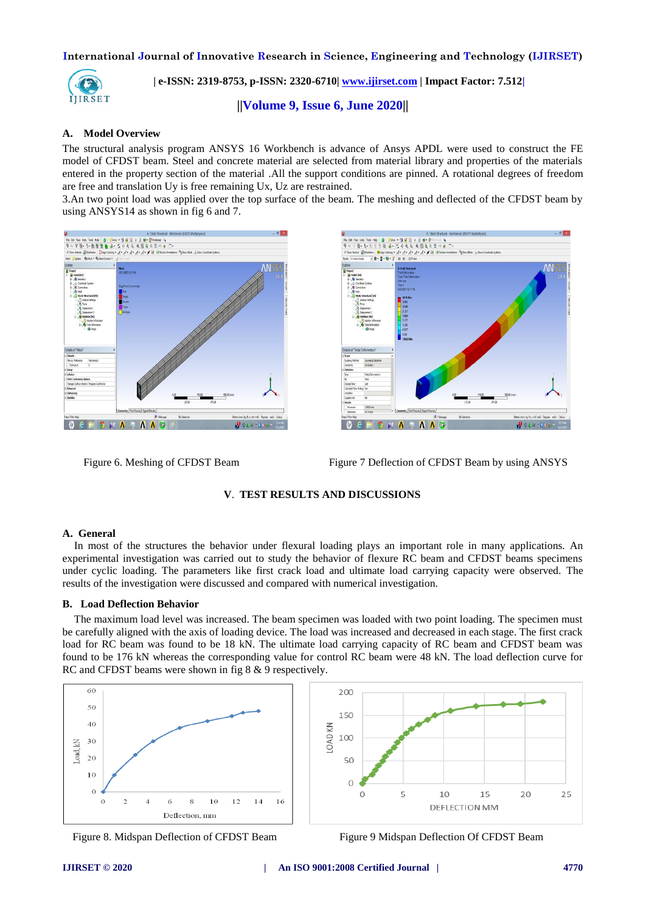### A. Model Overview

The structural analysis program ANSYS 16 Workbench is advance of Ansys APDL were used to construct the FE model of CFDST beam. Steel and concrete material are selected from material library and properties of the materials entered in the property section of the material .All the support conditions are pinned. A rotational degrees of freedom are free and translation Uy is free remaining Ux, Uz are restrained.

3.An two point load was applied over the top surface of the beam. The meshing and deflected of the CFDST beam by using ANSYS14 as shown in fig 6 and 7.

Figure 6. Meshing of CFDST Beam

Figure 7 Deflection of CFDST Beam by using ANSYS

## V. TEST RESULTS AND DISCUSSIONS

### A. General

In most of the structures the behavior under flexural loading plays an important role in many applications. An experimental investigation was carried out to study the behavior of flexure RC beam and CFDST beams specimens under cyclic loading. The parameters like first crack load and ultimate load carrying capacity were observed. The results of the investigation were discussed and compared with numerical investigation.

### B. Load Deflection Behavior

The maximum load level was increased. The beam specimen was loaded with two point loading. The specimen must be carefully aligned with the axis of loading device. The load was increased and decreased in each stage. The first crack load for RC beam was found to be 18 kN. The ultimate load carrying capacity of RC beam and CFDST beam was found to be 176 kN whereas the corresponding value for control RC beam were 48 kN. The load deflection curve for RC and CFDST beams were shown in fig 8 & 9 respectively.

Figure 8. Midspan Deflection of CFDST Beam

Figure 9 Midspan Deflection Of CFDST Beam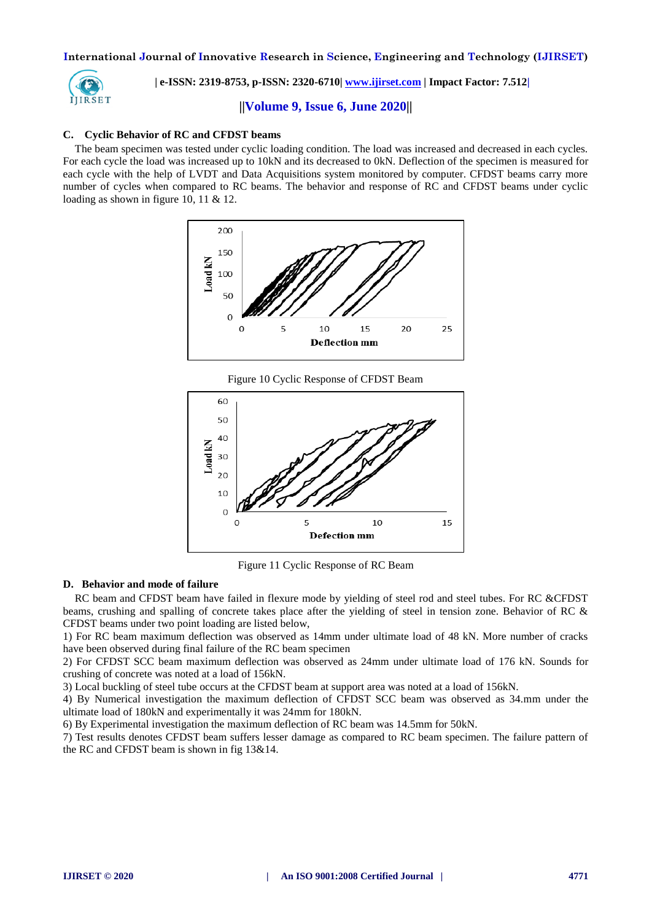### C. Cyclic Behavior of RC and CFDST beams

The beam specimen was tested under cyclic loading condition. The load was increased and decreased in each cycles. For each cycle the load was increased up to 10kN and its decreased to 0kN. Deflection of the specimen is measured for each cycle with the help of LVDT and Data Acquisitions system monitored by computer. CFDST beams carry more number of cycles when compared to RC beams. The behavior and response of RC and CFDST beams under cyclic loading as shown in figure 10, 11 & 12.

Figure 10 Cyclic Response of CFDST Beam

Figure 11 Cyclic Response of RC Beam

### D. Behavior and mode of failure

RC beam and CFDST beam have failed in flexure mode by yielding of steel rod and steel tubes. For RC &CFDST beams, crushing and spalling of concrete takes place after the yielding of steel in tension zone. Behavior of RC & CFDST beams under two point loading are listed below,

1) For RC beam maximum deflection was observed as 14mm under ultimate load of 48 kN. More number of cracks have been observed during final failure of the RC beam specimen
2) For CFDST SCC beam maximum deflection was observed as 24mm under ultimate load of 176 kN. Sounds for crushing of concrete was noted at a load of 156kN.
3) Local buckling of steel tube occurs at the CFDST beam at support area was noted at a load of 156kN.
4) By Numerical investigation the maximum deflection of CFDST SCC beam was observed as 34.mm under the ultimate load of 180kN and experimentally it was 24mm for 180kN.
6) By Experimental investigation the maximum deflection of RC beam was 14.5mm for 50kN.
7) Test results denotes CFDST beam suffers lesser damage as compared to RC beam specimen. The failure pattern of the RC and CFDST beam is shown in fig 13&14.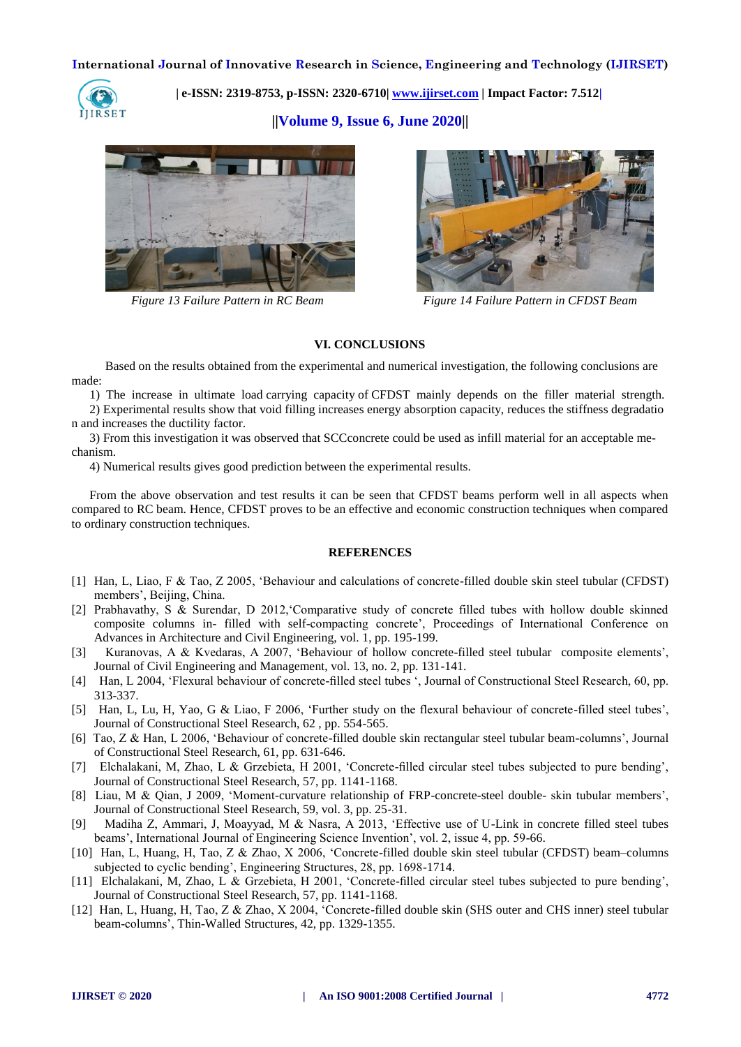*Figure 13 Failure Pattern in RC Beam*

*Figure 14 Failure Pattern in CFDST Beam*

## VI. CONCLUSIONS

Based on the results obtained from the experimental and numerical investigation, the following conclusions are made:

1) The increase in ultimate load carrying capacity of CFDST mainly depends on the filler material strength.
2) Experimental results show that void filling increases energy absorption capacity, reduces the stiffness degradation and increases the ductility factor.
3) From this investigation it was observed that SCCconcrete could be used as infill material for an acceptable mechanism.
4) Numerical results gives good prediction between the experimental results.

From the above observation and test results it can be seen that CFDST beams perform well in all aspects when compared to RC beam. Hence, CFDST proves to be an effective and economic construction techniques when compared to ordinary construction techniques.

## REFERENCES

[1] Han, L, Liao, F & Tao, Z 2005, 'Behaviour and calculations of concrete-filled double skin steel tubular (CFDST) members', Beijing, China.

[2] Prabhavathy, S & Surendar, D 2012,'Comparative study of concrete filled tubes with hollow double skinned composite columns in- filled with self-compacting concrete', Proceedings of International Conference on Advances in Architecture and Civil Engineering, vol. 1, pp. 195-199.

[3] Kuranovas, A & Kvedaras, A 2007, 'Behaviour of hollow concrete-filled steel tubular composite elements', Journal of Civil Engineering and Management, vol. 13, no. 2, pp. 131-141.

[4] Han, L 2004, 'Flexural behaviour of concrete-filled steel tubes ', Journal of Constructional Steel Research, 60, pp. 313-337.

[5] Han, L, Lu, H, Yao, G & Liao, F 2006, 'Further study on the flexural behaviour of concrete-filled steel tubes', Journal of Constructional Steel Research, 62 , pp. 554-565.

[6] Tao, Z & Han, L 2006, 'Behaviour of concrete-filled double skin rectangular steel tubular beam-columns', Journal of Constructional Steel Research, 61, pp. 631-646.

[7] Elchalakani, M, Zhao, L & Grzebieta, H 2001, 'Concrete-filled circular steel tubes subjected to pure bending', Journal of Constructional Steel Research, 57, pp. 1141-1168.

[8] Liau, M & Qian, J 2009, 'Moment-curvature relationship of FRP-concrete-steel double- skin tubular members', Journal of Constructional Steel Research, 59, vol. 3, pp. 25-31.

[9] Madiha Z, Ammari, J, Moayyad, M & Nasra, A 2013, 'Effective use of U-Link in concrete filled steel tubes beams', International Journal of Engineering Science Invention', vol. 2, issue 4, pp. 59-66.

[10] Han, L, Huang, H, Tao, Z & Zhao, X 2006, 'Concrete-filled double skin steel tubular (CFDST) beam–columns subjected to cyclic bending', Engineering Structures, 28, pp. 1698-1714.

[11] Elchalakani, M, Zhao, L & Grzebieta, H 2001, 'Concrete-filled circular steel tubes subjected to pure bending', Journal of Constructional Steel Research, 57, pp. 1141-1168.

[12] Han, L, Huang, H, Tao, Z & Zhao, X 2004, 'Concrete-filled double skin (SHS outer and CHS inner) steel tubular beam-columns', Thin-Walled Structures, 42, pp. 1329-1355.